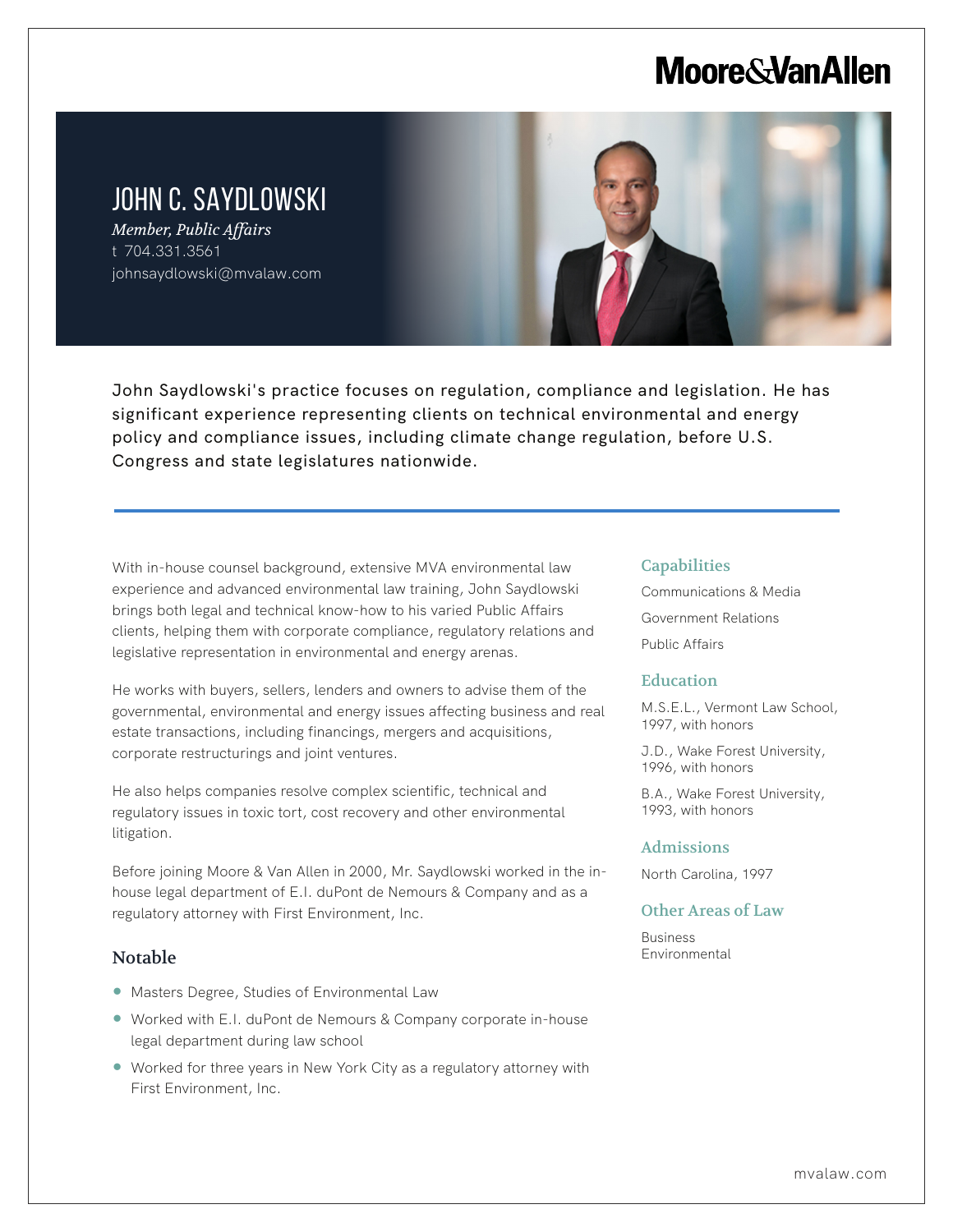Moore&VanAllen

# JOHN C. SAYDLOWSKI

*Member, Public Affairs*

t 704.331.3561

johnsaydlowski@mvalaw.com

John Saydlowski's practice focuses on regulation, compliance and legislation. He has significant experience representing clients on technical environmental and energy policy and compliance issues, including climate change regulation, before U.S. Congress and state legislatures nationwide.

---

With in-house counsel background, extensive MVA environmental law experience and advanced environmental law training, John Saydlowski brings both legal and technical know-how to his varied Public Affairs clients, helping them with corporate compliance, regulatory relations and legislative representation in environmental and energy arenas.

He works with buyers, sellers, lenders and owners to advise them of the governmental, environmental and energy issues affecting business and real estate transactions, including financings, mergers and acquisitions, corporate restructurings and joint ventures.

He also helps companies resolve complex scientific, technical and regulatory issues in toxic tort, cost recovery and other environmental litigation.

Before joining Moore & Van Allen in 2000, Mr. Saydlowski worked in the in-house legal department of E.I. duPont de Nemours & Company and as a regulatory attorney with First Environment, Inc.

## Notable

- Masters Degree, Studies of Environmental Law
- Worked with E.I. duPont de Nemours & Company corporate in-house legal department during law school
- Worked for three years in New York City as a regulatory attorney with First Environment, Inc.

## Capabilities

Communications & Media

Government Relations

Public Affairs

## Education

M.S.E.L., Vermont Law School, 1997, with honors

J.D., Wake Forest University, 1996, with honors

B.A., Wake Forest University, 1993, with honors

## Admissions

North Carolina, 1997

## Other Areas of Law

Business

Environmental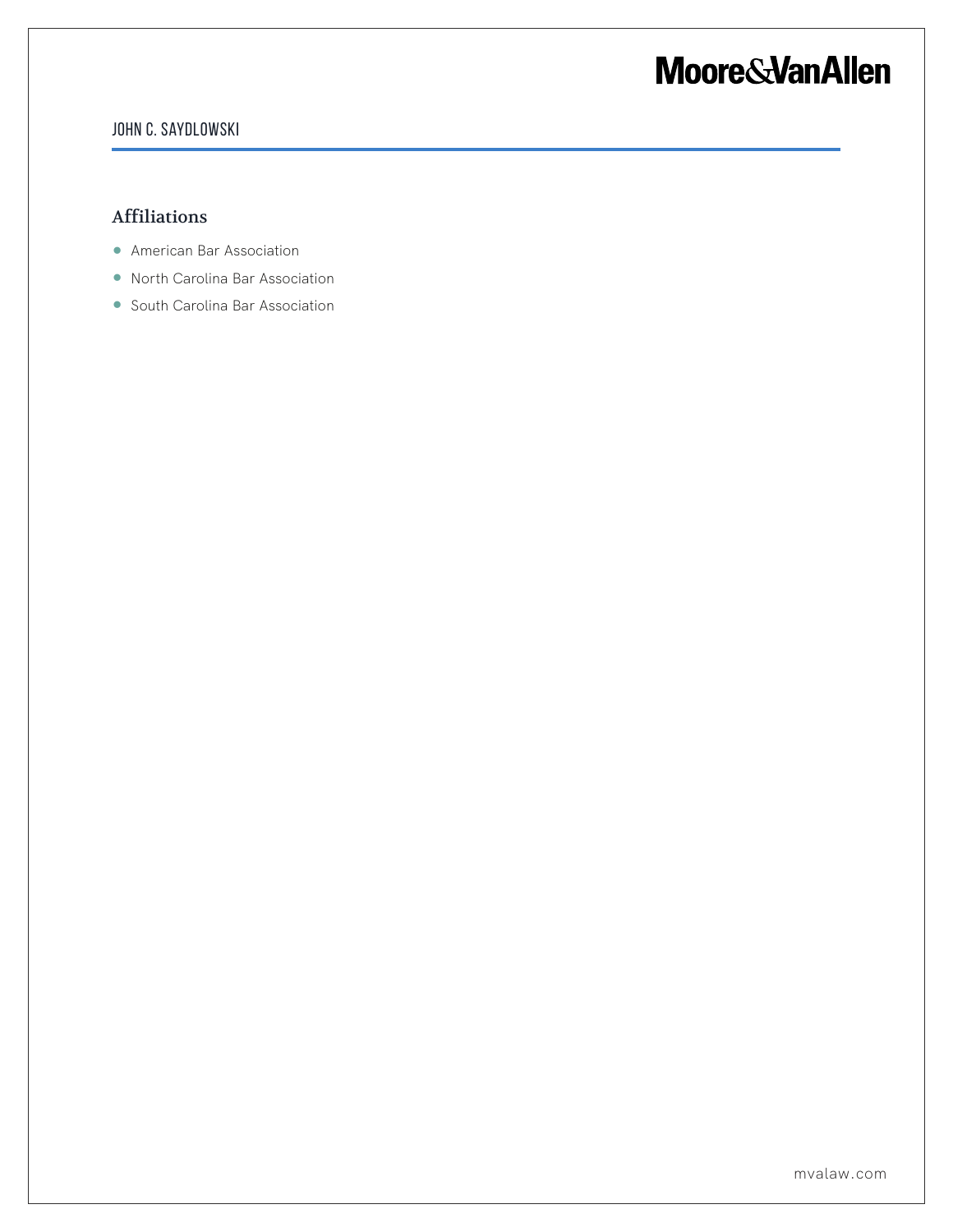## Affiliations

- American Bar Association
- North Carolina Bar Association
- South Carolina Bar Association